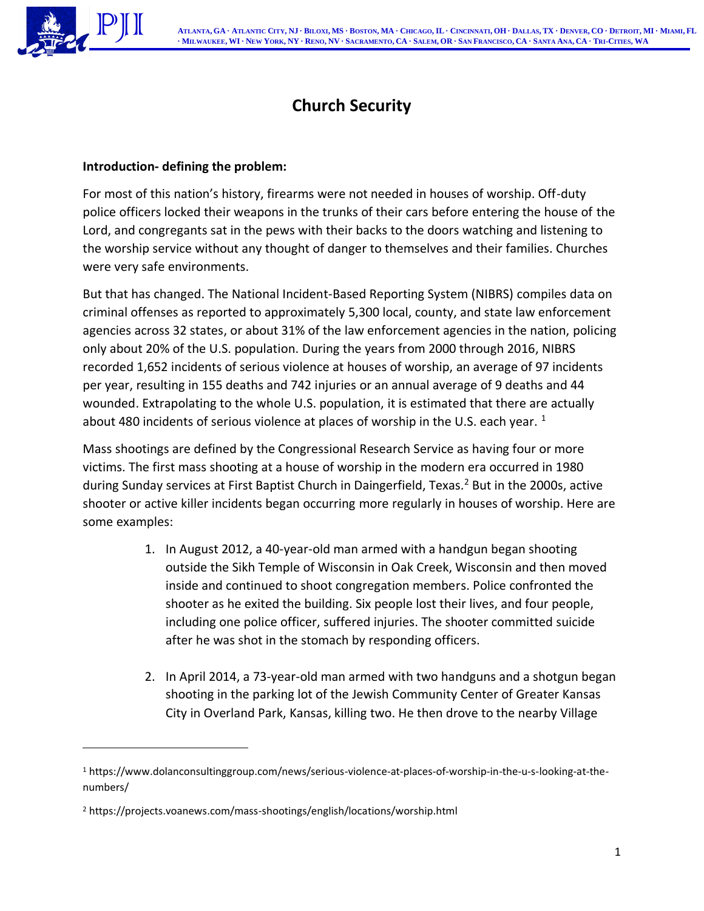# Church Security

**Introduction- defining the problem:**

For most of this nation's history, firearms were not needed in houses of worship. Off-duty police officers locked their weapons in the trunks of their cars before entering the house of the Lord, and congregants sat in the pews with their backs to the doors watching and listening to the worship service without any thought of danger to themselves and their families. Churches were very safe environments.

But that has changed. The National Incident-Based Reporting System (NIBRS) compiles data on criminal offenses as reported to approximately 5,300 local, county, and state law enforcement agencies across 32 states, or about 31% of the law enforcement agencies in the nation, policing only about 20% of the U.S. population. During the years from 2000 through 2016, NIBRS recorded 1,652 incidents of serious violence at houses of worship, an average of 97 incidents per year, resulting in 155 deaths and 742 injuries or an annual average of 9 deaths and 44 wounded. Extrapolating to the whole U.S. population, it is estimated that there are actually about 480 incidents of serious violence at places of worship in the U.S. each year. [1]

Mass shootings are defined by the Congressional Research Service as having four or more victims. The first mass shooting at a house of worship in the modern era occurred in 1980 during Sunday services at First Baptist Church in Daingerfield, Texas.[2] But in the 2000s, active shooter or active killer incidents began occurring more regularly in houses of worship. Here are some examples:

1. In August 2012, a 40-year-old man armed with a handgun began shooting outside the Sikh Temple of Wisconsin in Oak Creek, Wisconsin and then moved inside and continued to shoot congregation members. Police confronted the shooter as he exited the building. Six people lost their lives, and four people, including one police officer, suffered injuries. The shooter committed suicide after he was shot in the stomach by responding officers.

2. In April 2014, a 73-year-old man armed with two handguns and a shotgun began shooting in the parking lot of the Jewish Community Center of Greater Kansas City in Overland Park, Kansas, killing two. He then drove to the nearby Village

---

[1] https://www.dolanconsultinggroup.com/news/serious-violence-at-places-of-worship-in-the-u-s-looking-at-the-numbers/

[2] https://projects.voanews.com/mass-shootings/english/locations/worship.html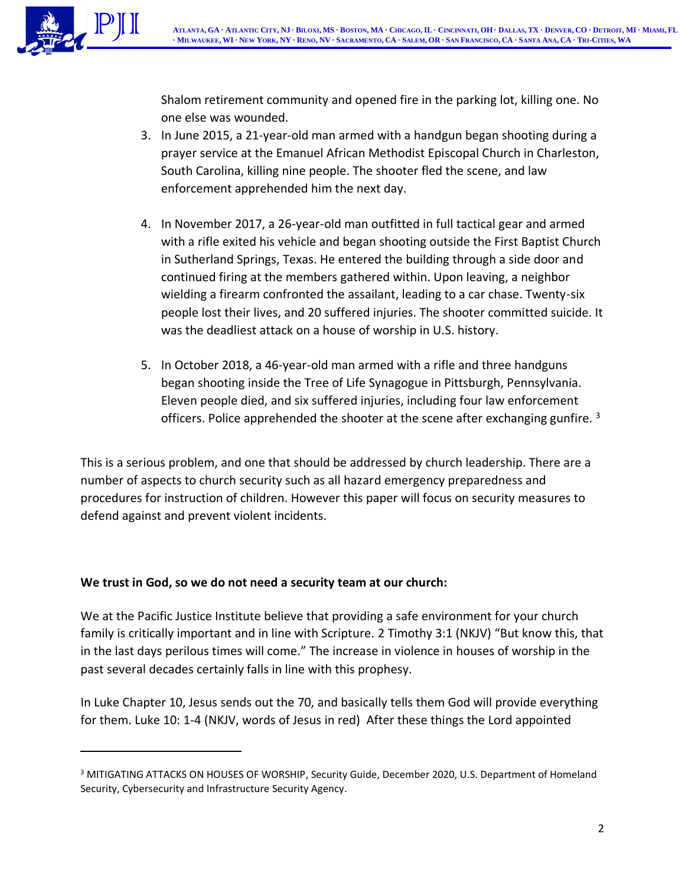Shalom retirement community and opened fire in the parking lot, killing one. No one else was wounded.

3. In June 2015, a 21-year-old man armed with a handgun began shooting during a prayer service at the Emanuel African Methodist Episcopal Church in Charleston, South Carolina, killing nine people. The shooter fled the scene, and law enforcement apprehended him the next day.

4. In November 2017, a 26-year-old man outfitted in full tactical gear and armed with a rifle exited his vehicle and began shooting outside the First Baptist Church in Sutherland Springs, Texas. He entered the building through a side door and continued firing at the members gathered within. Upon leaving, a neighbor wielding a firearm confronted the assailant, leading to a car chase. Twenty-six people lost their lives, and 20 suffered injuries. The shooter committed suicide. It was the deadliest attack on a house of worship in U.S. history.

5. In October 2018, a 46-year-old man armed with a rifle and three handguns began shooting inside the Tree of Life Synagogue in Pittsburgh, Pennsylvania. Eleven people died, and six suffered injuries, including four law enforcement officers. Police apprehended the shooter at the scene after exchanging gunfire. [3]

This is a serious problem, and one that should be addressed by church leadership. There are a number of aspects to church security such as all hazard emergency preparedness and procedures for instruction of children. However this paper will focus on security measures to defend against and prevent violent incidents.

**We trust in God, so we do not need a security team at our church:**

We at the Pacific Justice Institute believe that providing a safe environment for your church family is critically important and in line with Scripture. 2 Timothy 3:1 (NKJV) "But know this, that in the last days perilous times will come." The increase in violence in houses of worship in the past several decades certainly falls in line with this prophesy.

In Luke Chapter 10, Jesus sends out the 70, and basically tells them God will provide everything for them. Luke 10: 1-4 (NKJV, words of Jesus in red) After these things the Lord appointed

[3] MITIGATING ATTACKS ON HOUSES OF WORSHIP, Security Guide, December 2020, U.S. Department of Homeland Security, Cybersecurity and Infrastructure Security Agency.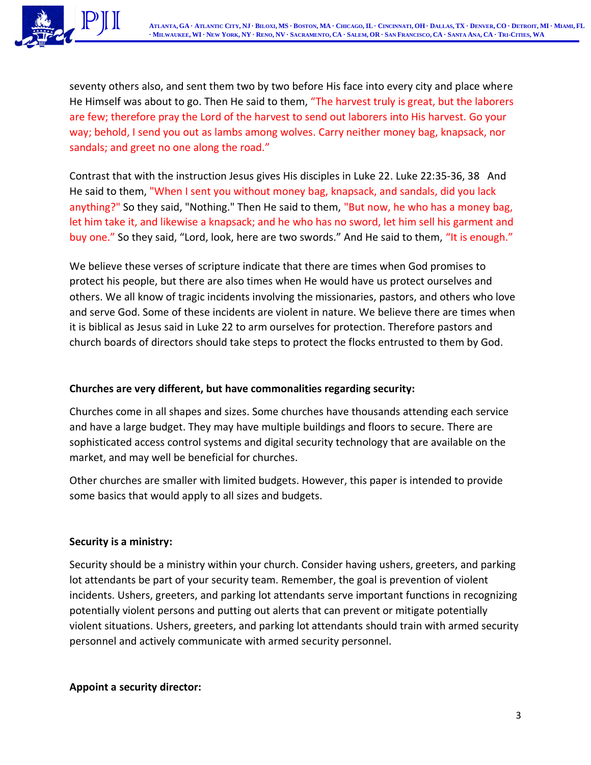seventy others also, and sent them two by two before His face into every city and place where He Himself was about to go. Then He said to them, "The harvest truly is great, but the laborers are few; therefore pray the Lord of the harvest to send out laborers into His harvest. Go your way; behold, I send you out as lambs among wolves. Carry neither money bag, knapsack, nor sandals; and greet no one along the road."

Contrast that with the instruction Jesus gives His disciples in Luke 22. Luke 22:35-36, 38 And He said to them, "When I sent you without money bag, knapsack, and sandals, did you lack anything?" So they said, "Nothing." Then He said to them, "But now, he who has a money bag, let him take it, and likewise a knapsack; and he who has no sword, let him sell his garment and buy one." So they said, "Lord, look, here are two swords." And He said to them, "It is enough."

We believe these verses of scripture indicate that there are times when God promises to protect his people, but there are also times when He would have us protect ourselves and others. We all know of tragic incidents involving the missionaries, pastors, and others who love and serve God. Some of these incidents are violent in nature. We believe there are times when it is biblical as Jesus said in Luke 22 to arm ourselves for protection. Therefore pastors and church boards of directors should take steps to protect the flocks entrusted to them by God.

**Churches are very different, but have commonalities regarding security:**

Churches come in all shapes and sizes. Some churches have thousands attending each service and have a large budget. They may have multiple buildings and floors to secure. There are sophisticated access control systems and digital security technology that are available on the market, and may well be beneficial for churches.

Other churches are smaller with limited budgets. However, this paper is intended to provide some basics that would apply to all sizes and budgets.

**Security is a ministry:**

Security should be a ministry within your church. Consider having ushers, greeters, and parking lot attendants be part of your security team. Remember, the goal is prevention of violent incidents. Ushers, greeters, and parking lot attendants serve important functions in recognizing potentially violent persons and putting out alerts that can prevent or mitigate potentially violent situations. Ushers, greeters, and parking lot attendants should train with armed security personnel and actively communicate with armed security personnel.

**Appoint a security director:**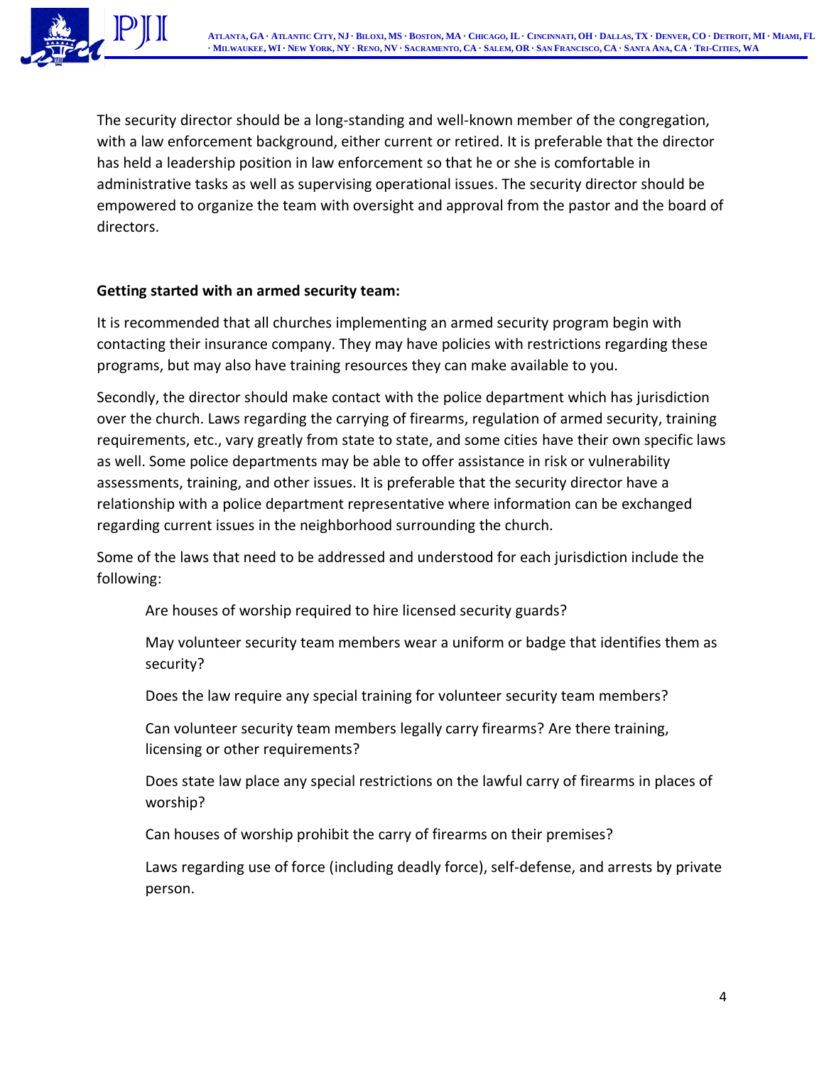The security director should be a long-standing and well-known member of the congregation, with a law enforcement background, either current or retired. It is preferable that the director has held a leadership position in law enforcement so that he or she is comfortable in administrative tasks as well as supervising operational issues. The security director should be empowered to organize the team with oversight and approval from the pastor and the board of directors.

**Getting started with an armed security team:**

It is recommended that all churches implementing an armed security program begin with contacting their insurance company. They may have policies with restrictions regarding these programs, but may also have training resources they can make available to you.

Secondly, the director should make contact with the police department which has jurisdiction over the church. Laws regarding the carrying of firearms, regulation of armed security, training requirements, etc., vary greatly from state to state, and some cities have their own specific laws as well. Some police departments may be able to offer assistance in risk or vulnerability assessments, training, and other issues. It is preferable that the security director have a relationship with a police department representative where information can be exchanged regarding current issues in the neighborhood surrounding the church.

Some of the laws that need to be addressed and understood for each jurisdiction include the following:

> Are houses of worship required to hire licensed security guards?
>
> May volunteer security team members wear a uniform or badge that identifies them as security?
>
> Does the law require any special training for volunteer security team members?
>
> Can volunteer security team members legally carry firearms? Are there training, licensing or other requirements?
>
> Does state law place any special restrictions on the lawful carry of firearms in places of worship?
>
> Can houses of worship prohibit the carry of firearms on their premises?
>
> Laws regarding use of force (including deadly force), self-defense, and arrests by private person.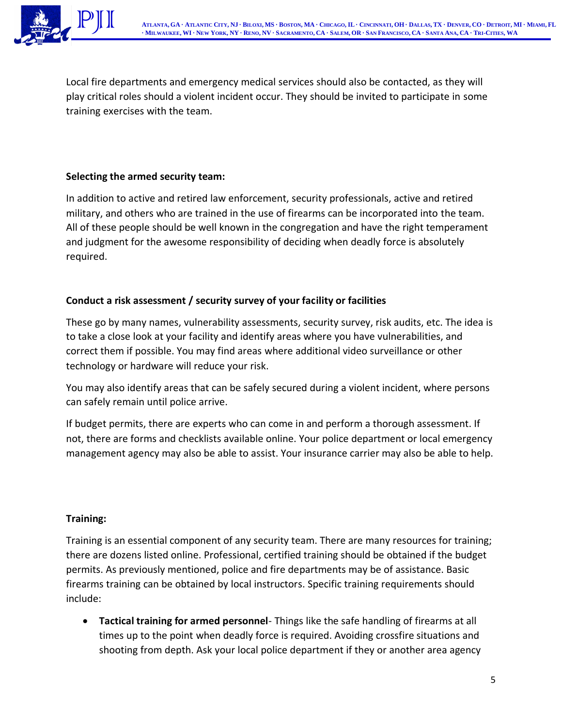Local fire departments and emergency medical services should also be contacted, as they will play critical roles should a violent incident occur. They should be invited to participate in some training exercises with the team.

**Selecting the armed security team:**

In addition to active and retired law enforcement, security professionals, active and retired military, and others who are trained in the use of firearms can be incorporated into the team. All of these people should be well known in the congregation and have the right temperament and judgment for the awesome responsibility of deciding when deadly force is absolutely required.

**Conduct a risk assessment / security survey of your facility or facilities**

These go by many names, vulnerability assessments, security survey, risk audits, etc. The idea is to take a close look at your facility and identify areas where you have vulnerabilities, and correct them if possible. You may find areas where additional video surveillance or other technology or hardware will reduce your risk.

You may also identify areas that can be safely secured during a violent incident, where persons can safely remain until police arrive.

If budget permits, there are experts who can come in and perform a thorough assessment. If not, there are forms and checklists available online. Your police department or local emergency management agency may also be able to assist. Your insurance carrier may also be able to help.

**Training:**

Training is an essential component of any security team. There are many resources for training; there are dozens listed online. Professional, certified training should be obtained if the budget permits. As previously mentioned, police and fire departments may be of assistance. Basic firearms training can be obtained by local instructors. Specific training requirements should include:

- **Tactical training for armed personnel**- Things like the safe handling of firearms at all times up to the point when deadly force is required. Avoiding crossfire situations and shooting from depth. Ask your local police department if they or another area agency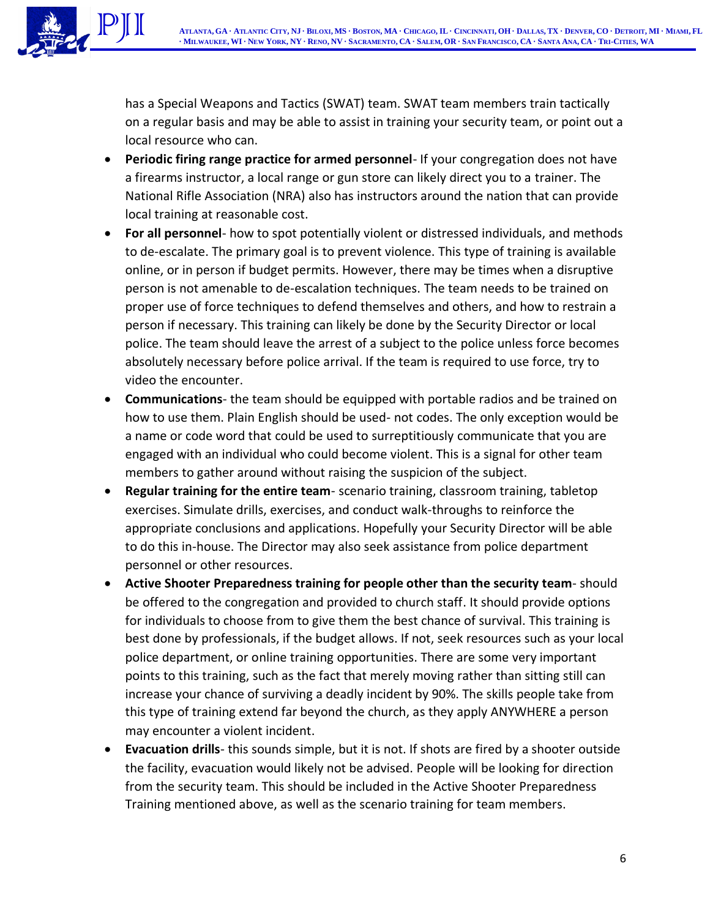has a Special Weapons and Tactics (SWAT) team. SWAT team members train tactically on a regular basis and may be able to assist in training your security team, or point out a local resource who can.

- **Periodic firing range practice for armed personnel**- If your congregation does not have a firearms instructor, a local range or gun store can likely direct you to a trainer. The National Rifle Association (NRA) also has instructors around the nation that can provide local training at reasonable cost.
- **For all personnel**- how to spot potentially violent or distressed individuals, and methods to de-escalate. The primary goal is to prevent violence. This type of training is available online, or in person if budget permits. However, there may be times when a disruptive person is not amenable to de-escalation techniques. The team needs to be trained on proper use of force techniques to defend themselves and others, and how to restrain a person if necessary. This training can likely be done by the Security Director or local police. The team should leave the arrest of a subject to the police unless force becomes absolutely necessary before police arrival. If the team is required to use force, try to video the encounter.
- **Communications**- the team should be equipped with portable radios and be trained on how to use them. Plain English should be used- not codes. The only exception would be a name or code word that could be used to surreptitiously communicate that you are engaged with an individual who could become violent. This is a signal for other team members to gather around without raising the suspicion of the subject.
- **Regular training for the entire team**- scenario training, classroom training, tabletop exercises. Simulate drills, exercises, and conduct walk-throughs to reinforce the appropriate conclusions and applications. Hopefully your Security Director will be able to do this in-house. The Director may also seek assistance from police department personnel or other resources.
- **Active Shooter Preparedness training for people other than the security team**- should be offered to the congregation and provided to church staff. It should provide options for individuals to choose from to give them the best chance of survival. This training is best done by professionals, if the budget allows. If not, seek resources such as your local police department, or online training opportunities. There are some very important points to this training, such as the fact that merely moving rather than sitting still can increase your chance of surviving a deadly incident by 90%. The skills people take from this type of training extend far beyond the church, as they apply ANYWHERE a person may encounter a violent incident.
- **Evacuation drills**- this sounds simple, but it is not. If shots are fired by a shooter outside the facility, evacuation would likely not be advised. People will be looking for direction from the security team. This should be included in the Active Shooter Preparedness Training mentioned above, as well as the scenario training for team members.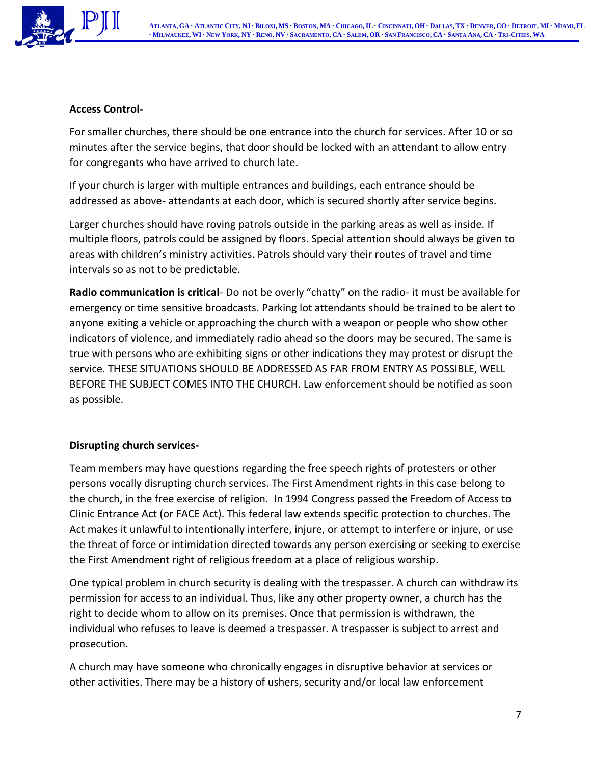**Access Control-**

For smaller churches, there should be one entrance into the church for services. After 10 or so minutes after the service begins, that door should be locked with an attendant to allow entry for congregants who have arrived to church late.

If your church is larger with multiple entrances and buildings, each entrance should be addressed as above- attendants at each door, which is secured shortly after service begins.

Larger churches should have roving patrols outside in the parking areas as well as inside. If multiple floors, patrols could be assigned by floors. Special attention should always be given to areas with children's ministry activities. Patrols should vary their routes of travel and time intervals so as not to be predictable.

**Radio communication is critical**- Do not be overly "chatty" on the radio- it must be available for emergency or time sensitive broadcasts. Parking lot attendants should be trained to be alert to anyone exiting a vehicle or approaching the church with a weapon or people who show other indicators of violence, and immediately radio ahead so the doors may be secured. The same is true with persons who are exhibiting signs or other indications they may protest or disrupt the service. THESE SITUATIONS SHOULD BE ADDRESSED AS FAR FROM ENTRY AS POSSIBLE, WELL BEFORE THE SUBJECT COMES INTO THE CHURCH. Law enforcement should be notified as soon as possible.

**Disrupting church services-**

Team members may have questions regarding the free speech rights of protesters or other persons vocally disrupting church services. The First Amendment rights in this case belong to the church, in the free exercise of religion. In 1994 Congress passed the Freedom of Access to Clinic Entrance Act (or FACE Act). This federal law extends specific protection to churches. The Act makes it unlawful to intentionally interfere, injure, or attempt to interfere or injure, or use the threat of force or intimidation directed towards any person exercising or seeking to exercise the First Amendment right of religious freedom at a place of religious worship.

One typical problem in church security is dealing with the trespasser. A church can withdraw its permission for access to an individual. Thus, like any other property owner, a church has the right to decide whom to allow on its premises. Once that permission is withdrawn, the individual who refuses to leave is deemed a trespasser. A trespasser is subject to arrest and prosecution.

A church may have someone who chronically engages in disruptive behavior at services or other activities. There may be a history of ushers, security and/or local law enforcement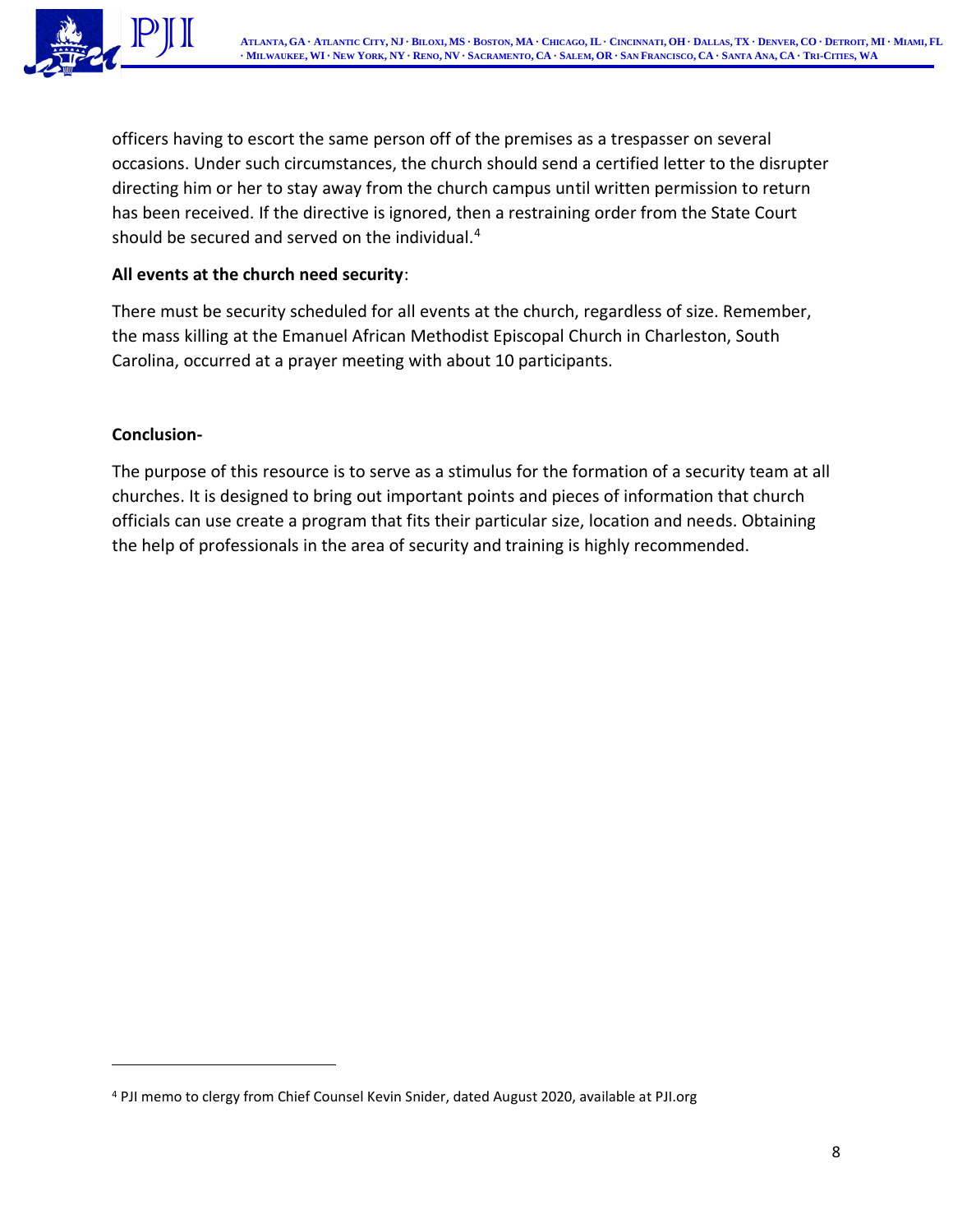officers having to escort the same person off of the premises as a trespasser on several occasions. Under such circumstances, the church should send a certified letter to the disrupter directing him or her to stay away from the church campus until written permission to return has been received. If the directive is ignored, then a restraining order from the State Court should be secured and served on the individual.[4]

**All events at the church need security**:

There must be security scheduled for all events at the church, regardless of size. Remember, the mass killing at the Emanuel African Methodist Episcopal Church in Charleston, South Carolina, occurred at a prayer meeting with about 10 participants.

**Conclusion-**

The purpose of this resource is to serve as a stimulus for the formation of a security team at all churches. It is designed to bring out important points and pieces of information that church officials can use create a program that fits their particular size, location and needs. Obtaining the help of professionals in the area of security and training is highly recommended.

---

[4] PJI memo to clergy from Chief Counsel Kevin Snider, dated August 2020, available at PJI.org